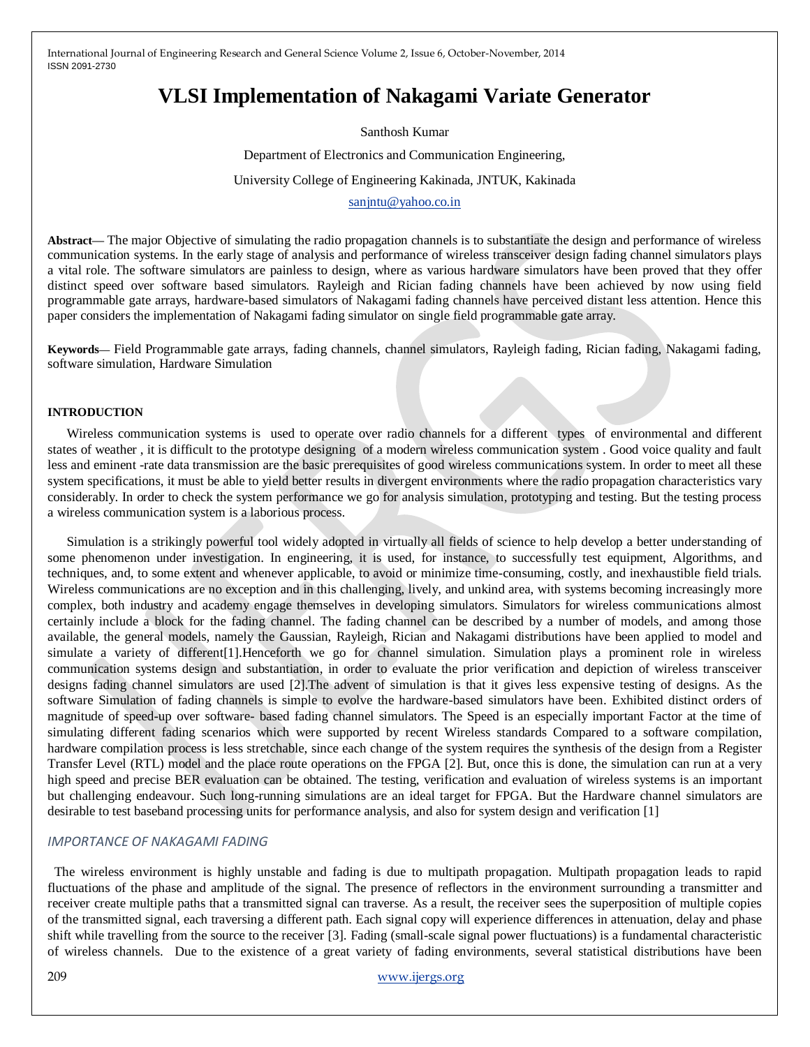# VLSI Implementation of Nakagami Variate Generator

Santhosh Kumar

Department of Electronics and Communication Engineering,

University College of Engineering Kakinada, JNTUK, Kakinada

sanjntu@yahoo.co.in

**Abstract**— The major Objective of simulating the radio propagation channels is to substantiate the design and performance of wireless communication systems. In the early stage of analysis and performance of wireless transceiver design fading channel simulators plays a vital role. The software simulators are painless to design, where as various hardware simulators have been proved that they offer distinct speed over software based simulators. Rayleigh and Rician fading channels have been achieved by now using field programmable gate arrays, hardware-based simulators of Nakagami fading channels have perceived distant less attention. Hence this paper considers the implementation of Nakagami fading simulator on single field programmable gate array.

**Keywords**— Field Programmable gate arrays, fading channels, channel simulators, Rayleigh fading, Rician fading, Nakagami fading, software simulation, Hardware Simulation

## INTRODUCTION

Wireless communication systems is used to operate over radio channels for a different types of environmental and different states of weather , it is difficult to the prototype designing of a modern wireless communication system . Good voice quality and fault less and eminent -rate data transmission are the basic prerequisites of good wireless communications system. In order to meet all these system specifications, it must be able to yield better results in divergent environments where the radio propagation characteristics vary considerably. In order to check the system performance we go for analysis simulation, prototyping and testing. But the testing process a wireless communication system is a laborious process.

Simulation is a strikingly powerful tool widely adopted in virtually all fields of science to help develop a better understanding of some phenomenon under investigation. In engineering, it is used, for instance, to successfully test equipment, Algorithms, and techniques, and, to some extent and whenever applicable, to avoid or minimize time-consuming, costly, and inexhaustible field trials. Wireless communications are no exception and in this challenging, lively, and unkind area, with systems becoming increasingly more complex, both industry and academy engage themselves in developing simulators. Simulators for wireless communications almost certainly include a block for the fading channel. The fading channel can be described by a number of models, and among those available, the general models, namely the Gaussian, Rayleigh, Rician and Nakagami distributions have been applied to model and simulate a variety of different[1].Henceforth we go for channel simulation. Simulation plays a prominent role in wireless communication systems design and substantiation, in order to evaluate the prior verification and depiction of wireless transceiver designs fading channel simulators are used [2].The advent of simulation is that it gives less expensive testing of designs. As the software Simulation of fading channels is simple to evolve the hardware-based simulators have been. Exhibited distinct orders of magnitude of speed-up over software- based fading channel simulators. The Speed is an especially important Factor at the time of simulating different fading scenarios which were supported by recent Wireless standards Compared to a software compilation, hardware compilation process is less stretchable, since each change of the system requires the synthesis of the design from a Register Transfer Level (RTL) model and the place route operations on the FPGA [2]. But, once this is done, the simulation can run at a very high speed and precise BER evaluation can be obtained. The testing, verification and evaluation of wireless systems is an important but challenging endeavour. Such long-running simulations are an ideal target for FPGA. But the Hardware channel simulators are desirable to test baseband processing units for performance analysis, and also for system design and verification [1]

### *IMPORTANCE OF NAKAGAMI FADING*

The wireless environment is highly unstable and fading is due to multipath propagation. Multipath propagation leads to rapid fluctuations of the phase and amplitude of the signal. The presence of reflectors in the environment surrounding a transmitter and receiver create multiple paths that a transmitted signal can traverse. As a result, the receiver sees the superposition of multiple copies of the transmitted signal, each traversing a different path. Each signal copy will experience differences in attenuation, delay and phase shift while travelling from the source to the receiver [3]. Fading (small-scale signal power fluctuations) is a fundamental characteristic of wireless channels. Due to the existence of a great variety of fading environments, several statistical distributions have been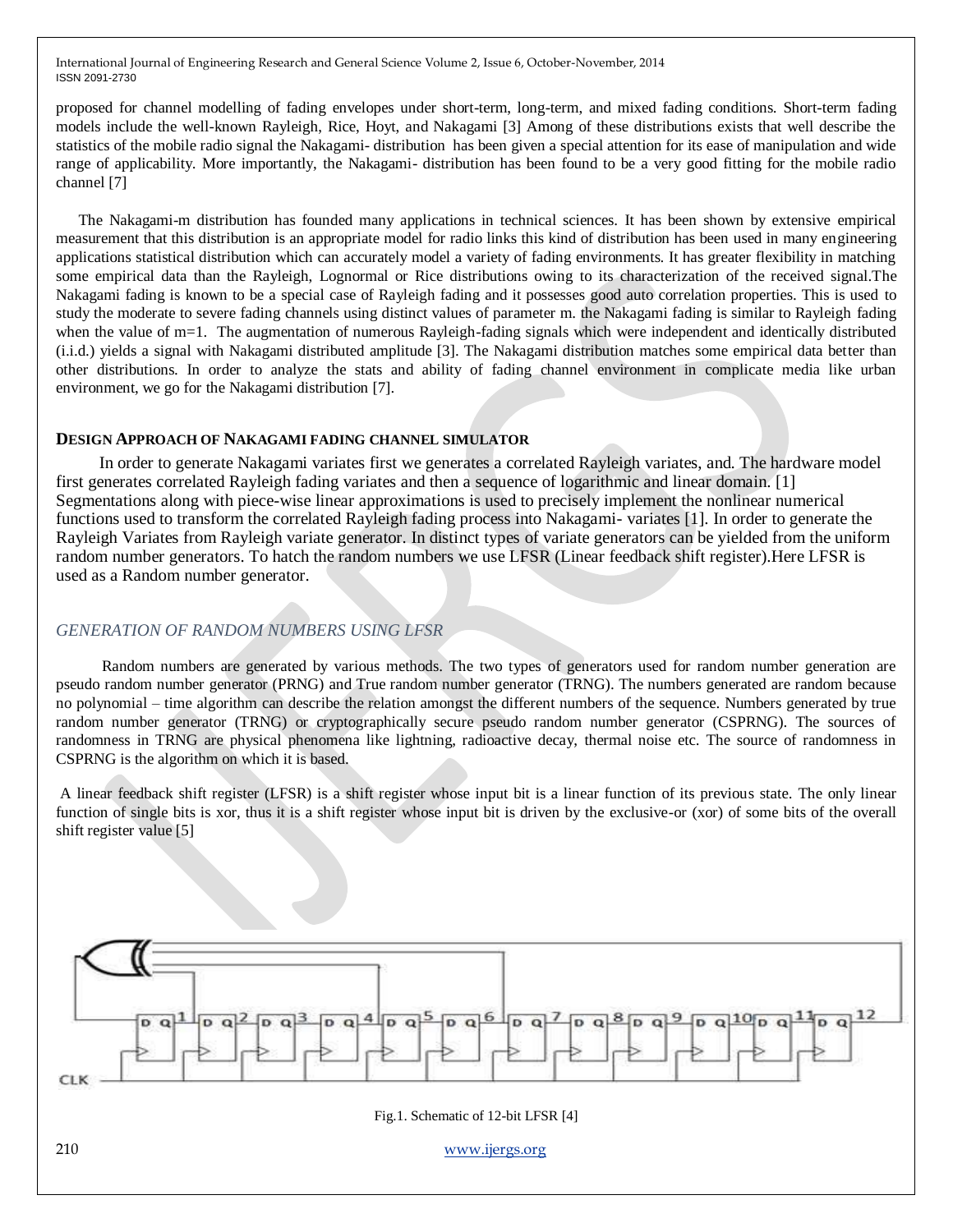proposed for channel modelling of fading envelopes under short-term, long-term, and mixed fading conditions. Short-term fading models include the well-known Rayleigh, Rice, Hoyt, and Nakagami [3] Among of these distributions exists that well describe the statistics of the mobile radio signal the Nakagami- distribution has been given a special attention for its ease of manipulation and wide range of applicability. More importantly, the Nakagami- distribution has been found to be a very good fitting for the mobile radio channel [7]

The Nakagami-m distribution has founded many applications in technical sciences. It has been shown by extensive empirical measurement that this distribution is an appropriate model for radio links this kind of distribution has been used in many engineering applications statistical distribution which can accurately model a variety of fading environments. It has greater flexibility in matching some empirical data than the Rayleigh, Lognormal or Rice distributions owing to its characterization of the received signal.The Nakagami fading is known to be a special case of Rayleigh fading and it possesses good auto correlation properties. This is used to study the moderate to severe fading channels using distinct values of parameter m. the Nakagami fading is similar to Rayleigh fading when the value of m=1. The augmentation of numerous Rayleigh-fading signals which were independent and identically distributed (i.i.d.) yields a signal with Nakagami distributed amplitude [3]. The Nakagami distribution matches some empirical data better than other distributions. In order to analyze the stats and ability of fading channel environment in complicate media like urban environment, we go for the Nakagami distribution [7].

## DESIGN APPROACH OF NAKAGAMI FADING CHANNEL SIMULATOR

In order to generate Nakagami variates first we generates a correlated Rayleigh variates, and. The hardware model first generates correlated Rayleigh fading variates and then a sequence of logarithmic and linear domain. [1] Segmentations along with piece-wise linear approximations is used to precisely implement the nonlinear numerical functions used to transform the correlated Rayleigh fading process into Nakagami- variates [1]. In order to generate the Rayleigh Variates from Rayleigh variate generator. In distinct types of variate generators can be yielded from the uniform random number generators. To hatch the random numbers we use LFSR (Linear feedback shift register).Here LFSR is used as a Random number generator.

### *GENERATION OF RANDOM NUMBERS USING LFSR*

Random numbers are generated by various methods. The two types of generators used for random number generation are pseudo random number generator (PRNG) and True random number generator (TRNG). The numbers generated are random because no polynomial – time algorithm can describe the relation amongst the different numbers of the sequence. Numbers generated by true random number generator (TRNG) or cryptographically secure pseudo random number generator (CSPRNG). The sources of randomness in TRNG are physical phenomena like lightning, radioactive decay, thermal noise etc. The source of randomness in CSPRNG is the algorithm on which it is based.

A linear feedback shift register (LFSR) is a shift register whose input bit is a linear function of its previous state. The only linear function of single bits is xor, thus it is a shift register whose input bit is driven by the exclusive-or (xor) of some bits of the overall shift register value [5]

Fig.1. Schematic of 12-bit LFSR [4]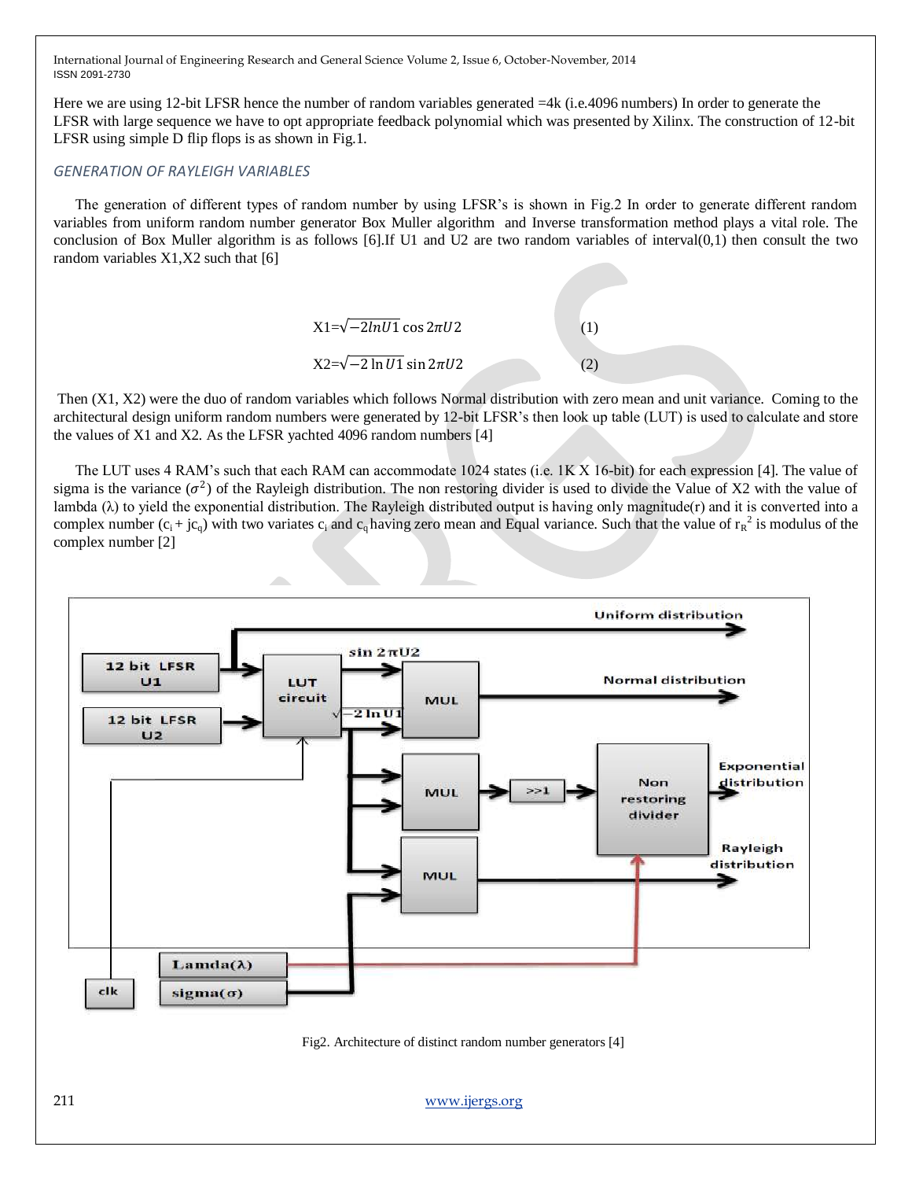Here we are using 12-bit LFSR hence the number of random variables generated =4k (i.e.4096 numbers) In order to generate the LFSR with large sequence we have to opt appropriate feedback polynomial which was presented by Xilinx. The construction of 12-bit LFSR using simple D flip flops is as shown in Fig.1.

### *GENERATION OF RAYLEIGH VARIABLES*

The generation of different types of random number by using LFSR's is shown in Fig.2 In order to generate different random variables from uniform random number generator Box Muller algorithm and Inverse transformation method plays a vital role. The conclusion of Box Muller algorithm is as follows [6].If U1 and U2 are two random variables of interval(0,1) then consult the two random variables X1,X2 such that [6]

$$X1=\sqrt{-2lnU1}\cos 2\pi U2 \qquad (1)$$

$$X2=\sqrt{-2\ln U1}\sin 2\pi U2 \qquad (2)$$

Then (X1, X2) were the duo of random variables which follows Normal distribution with zero mean and unit variance. Coming to the architectural design uniform random numbers were generated by 12-bit LFSR's then look up table (LUT) is used to calculate and store the values of X1 and X2. As the LFSR yachted 4096 random numbers [4]

The LUT uses 4 RAM's such that each RAM can accommodate 1024 states (i.e. 1K X 16-bit) for each expression [4]. The value of sigma is the variance ($\sigma^2$) of the Rayleigh distribution. The non restoring divider is used to divide the Value of X2 with the value of lambda (λ) to yield the exponential distribution. The Rayleigh distributed output is having only magnitude(r) and it is converted into a complex number ($c_i + jc_q$) with two variates $c_i$ and $c_q$ having zero mean and Equal variance. Such that the value of $r_R^2$ is modulus of the complex number [2]

Uniform distribution
12 bit LFSR U1
12 bit LFSR U2
LUT circuit
sin 2πU2
√−2 ln U1
MUL
Normal distribution
MUL
>>1
Non restoring divider
Exponential distribution
MUL
Rayleigh distribution
Lamda(λ)
sigma(σ)
clk

Fig2. Architecture of distinct random number generators [4]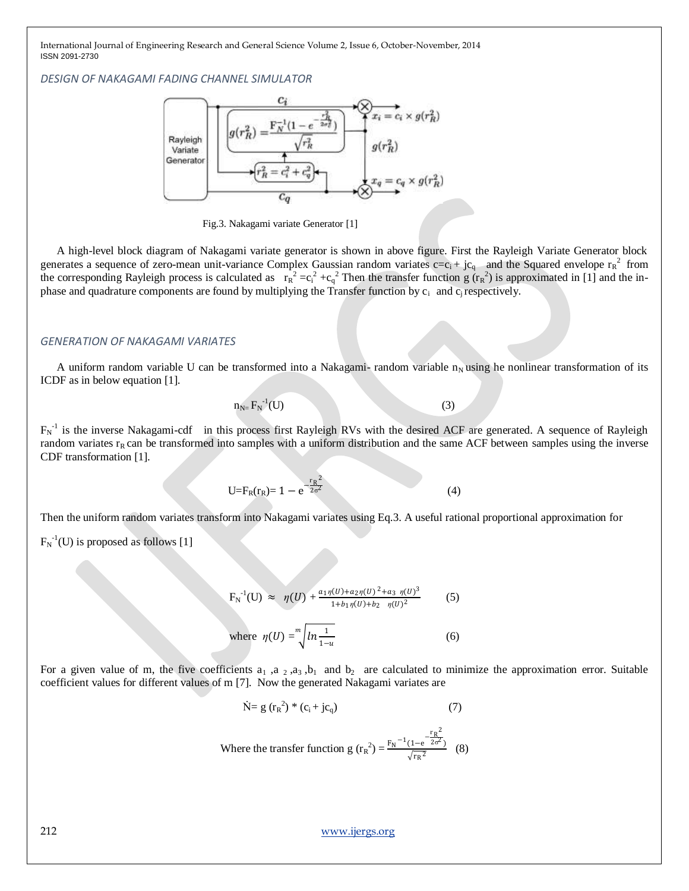*DESIGN OF NAKAGAMI FADING CHANNEL SIMULATOR*

Fig.3. Nakagami variate Generator [1]

A high-level block diagram of Nakagami variate generator is shown in above figure. First the Rayleigh Variate Generator block generates a sequence of zero-mean unit-variance Complex Gaussian random variates $c = c_i + jc_q$ and the Squared envelope $r_R^2$ from the corresponding Rayleigh process is calculated as $r_R^2 = c_i^2 + c_q^2$ Then the transfer function $g(r_R^2)$ is approximated in [1] and the in-phase and quadrature components are found by multiplying the Transfer function by $c_i$ and $c_j$ respectively.

*GENERATION OF NAKAGAMI VARIATES*

A uniform random variable U can be transformed into a Nakagami- random variable $n_N$ using he nonlinear transformation of its ICDF as in below equation [1].

$$n_N = F_N^{-1}(U) \tag{3}$$

$F_N^{-1}$ is the inverse Nakagami-cdf in this process first Rayleigh RVs with the desired ACF are generated. A sequence of Rayleigh random variates $r_R$ can be transformed into samples with a uniform distribution and the same ACF between samples using the inverse CDF transformation [1].

$$U = F_R(r_R) = 1 - e^{-\frac{r_R^2}{2\sigma^2}} \tag{4}$$

Then the uniform random variates transform into Nakagami variates using Eq.3. A useful rational proportional approximation for

$F_N^{-1}(U)$ is proposed as follows [1]

$$F_N^{-1}(U) \approx \eta(U) + \frac{a_1\eta(U) + a_2\eta(U)^2 + a_3\eta(U)^3}{1 + b_1\eta(U) + b_2\eta(U)^2} \tag{5}$$

$$\text{where } \eta(U) = \sqrt[m]{\ln\frac{1}{1-u}} \tag{6}$$

For a given value of m, the five coefficients $a_1$, $a_2$, $a_3$, $b_1$ and $b_2$ are calculated to minimize the approximation error. Suitable coefficient values for different values of m [7]. Now the generated Nakagami variates are

$$\dot{N} = g(r_R^2) * (c_i + jc_q) \tag{7}$$

$$\text{Where the transfer function } g(r_R^2) = \frac{F_N^{-1}\left(1 - e^{-\frac{r_R^2}{2\sigma^2}}\right)}{\sqrt{r_R^2}} \tag{8}$$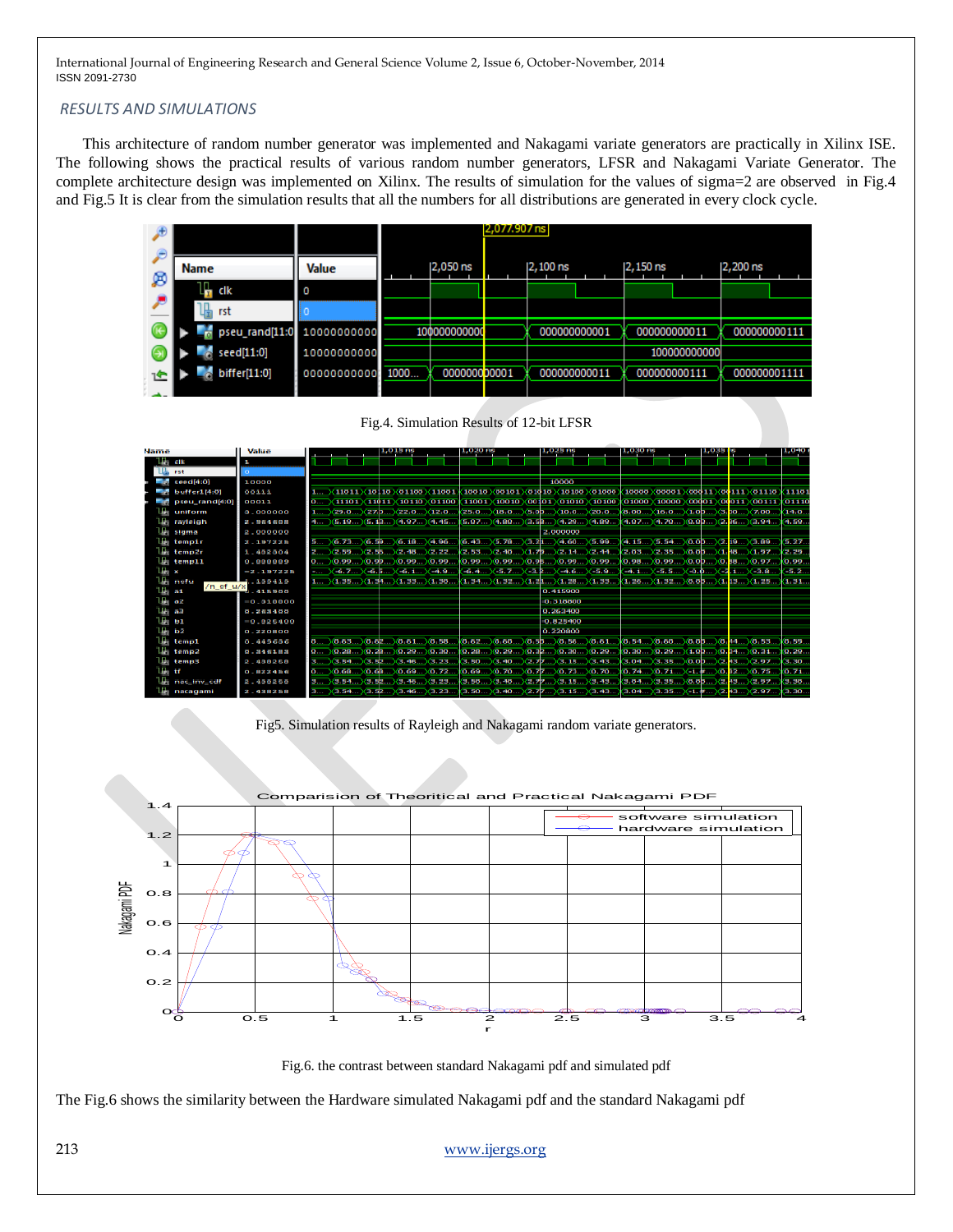## RESULTS AND SIMULATIONS

This architecture of random number generator was implemented and Nakagami variate generators are practically in Xilinx ISE. The following shows the practical results of various random number generators, LFSR and Nakagami Variate Generator. The complete architecture design was implemented on Xilinx. The results of simulation for the values of sigma=2 are observed in Fig.4 and Fig.5 It is clear from the simulation results that all the numbers for all distributions are generated in every clock cycle.

Fig.4. Simulation Results of 12-bit LFSR

Fig5. Simulation results of Rayleigh and Nakagami random variate generators.

Comparision of Theoritical and Practical Nakagami PDF

software simulation
hardware simulation

Nakagami PDF

r

Fig.6. the contrast between standard Nakagami pdf and simulated pdf

The Fig.6 shows the similarity between the Hardware simulated Nakagami pdf and the standard Nakagami pdf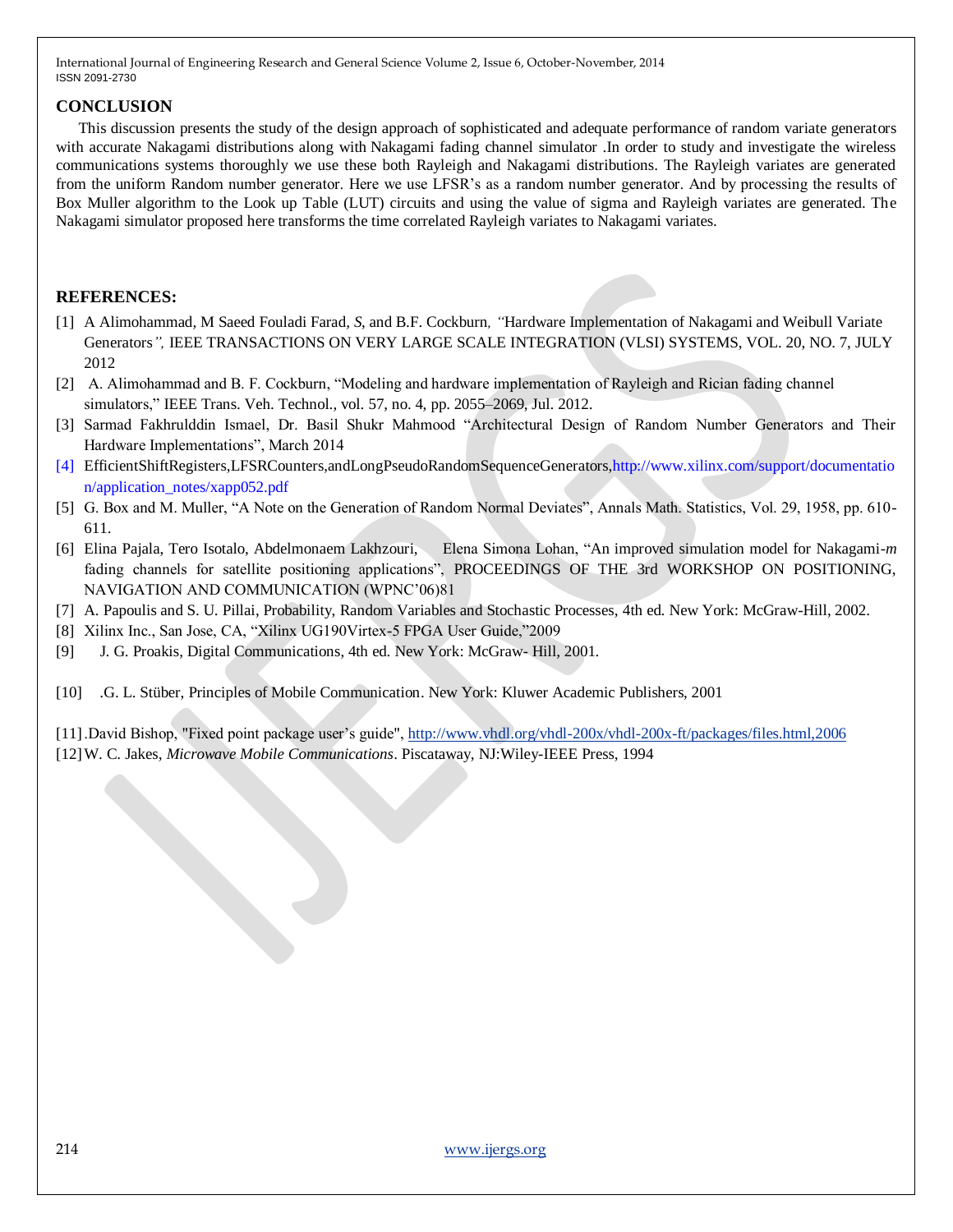## CONCLUSION

This discussion presents the study of the design approach of sophisticated and adequate performance of random variate generators with accurate Nakagami distributions along with Nakagami fading channel simulator .In order to study and investigate the wireless communications systems thoroughly we use these both Rayleigh and Nakagami distributions. The Rayleigh variates are generated from the uniform Random number generator. Here we use LFSR's as a random number generator. And by processing the results of Box Muller algorithm to the Look up Table (LUT) circuits and using the value of sigma and Rayleigh variates are generated. The Nakagami simulator proposed here transforms the time correlated Rayleigh variates to Nakagami variates.

## REFERENCES:

[1] A Alimohammad, M Saeed Fouladi Farad, *S*, and B.F. Cockburn*, "*Hardware Implementation of Nakagami and Weibull Variate Generators*",* IEEE TRANSACTIONS ON VERY LARGE SCALE INTEGRATION (VLSI) SYSTEMS, VOL. 20, NO. 7, JULY 2012

[2] A. Alimohammad and B. F. Cockburn, "Modeling and hardware implementation of Rayleigh and Rician fading channel simulators," IEEE Trans. Veh. Technol., vol. 57, no. 4, pp. 2055–2069, Jul. 2012.

[3] Sarmad Fakhrulddin Ismael, Dr. Basil Shukr Mahmood "Architectural Design of Random Number Generators and Their Hardware Implementations", March 2014

[4] EfficientShiftRegisters,LFSRCounters,andLongPseudoRandomSequenceGenerators,http://www.xilinx.com/support/documentation/application_notes/xapp052.pdf

[5] G. Box and M. Muller, "A Note on the Generation of Random Normal Deviates", Annals Math. Statistics, Vol. 29, 1958, pp. 610-611.

[6] Elina Pajala, Tero Isotalo, Abdelmonaem Lakhzouri, Elena Simona Lohan, "An improved simulation model for Nakagami-*m* fading channels for satellite positioning applications", PROCEEDINGS OF THE 3rd WORKSHOP ON POSITIONING, NAVIGATION AND COMMUNICATION (WPNC'06)81

[7] A. Papoulis and S. U. Pillai, Probability, Random Variables and Stochastic Processes, 4th ed. New York: McGraw-Hill, 2002.

[8] Xilinx Inc., San Jose, CA, "Xilinx UG190Virtex-5 FPGA User Guide,"2009

[9] J. G. Proakis, Digital Communications, 4th ed. New York: McGraw- Hill, 2001.

[10] .G. L. Stüber, Principles of Mobile Communication. New York: Kluwer Academic Publishers, 2001

[11] .David Bishop, "Fixed point package user's guide", http://www.vhdl.org/vhdl-200x/vhdl-200x-ft/packages/files.html,2006

[12] W. C. Jakes, *Microwave Mobile Communications*. Piscataway, NJ:Wiley-IEEE Press, 1994